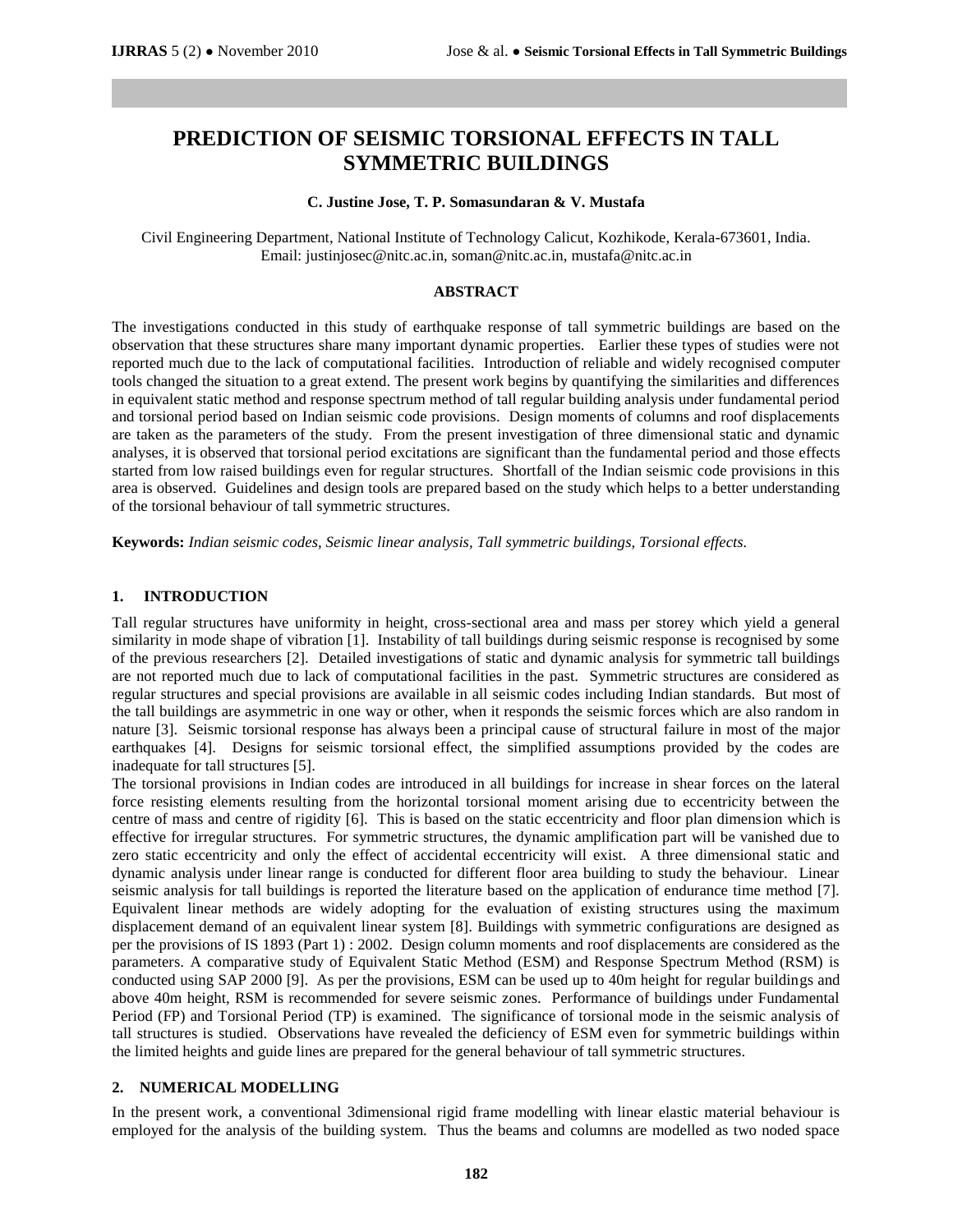# PREDICTION OF SEISMIC TORSIONAL EFFECTS IN TALL SYMMETRIC BUILDINGS

**C. Justine Jose, T. P. Somasundaran & V. Mustafa**

Civil Engineering Department, National Institute of Technology Calicut, Kozhikode, Kerala-673601, India.
Email: justinjosec@nitc.ac.in, soman@nitc.ac.in, mustafa@nitc.ac.in

## ABSTRACT

The investigations conducted in this study of earthquake response of tall symmetric buildings are based on the observation that these structures share many important dynamic properties. Earlier these types of studies were not reported much due to the lack of computational facilities. Introduction of reliable and widely recognised computer tools changed the situation to a great extend. The present work begins by quantifying the similarities and differences in equivalent static method and response spectrum method of tall regular building analysis under fundamental period and torsional period based on Indian seismic code provisions. Design moments of columns and roof displacements are taken as the parameters of the study. From the present investigation of three dimensional static and dynamic analyses, it is observed that torsional period excitations are significant than the fundamental period and those effects started from low raised buildings even for regular structures. Shortfall of the Indian seismic code provisions in this area is observed. Guidelines and design tools are prepared based on the study which helps to a better understanding of the torsional behaviour of tall symmetric structures.

**Keywords:** *Indian seismic codes, Seismic linear analysis, Tall symmetric buildings, Torsional effects.*

## 1. INTRODUCTION

Tall regular structures have uniformity in height, cross-sectional area and mass per storey which yield a general similarity in mode shape of vibration [1]. Instability of tall buildings during seismic response is recognised by some of the previous researchers [2]. Detailed investigations of static and dynamic analysis for symmetric tall buildings are not reported much due to lack of computational facilities in the past. Symmetric structures are considered as regular structures and special provisions are available in all seismic codes including Indian standards. But most of the tall buildings are asymmetric in one way or other, when it responds the seismic forces which are also random in nature [3]. Seismic torsional response has always been a principal cause of structural failure in most of the major earthquakes [4]. Designs for seismic torsional effect, the simplified assumptions provided by the codes are inadequate for tall structures [5].

The torsional provisions in Indian codes are introduced in all buildings for increase in shear forces on the lateral force resisting elements resulting from the horizontal torsional moment arising due to eccentricity between the centre of mass and centre of rigidity [6]. This is based on the static eccentricity and floor plan dimension which is effective for irregular structures. For symmetric structures, the dynamic amplification part will be vanished due to zero static eccentricity and only the effect of accidental eccentricity will exist. A three dimensional static and dynamic analysis under linear range is conducted for different floor area building to study the behaviour. Linear seismic analysis for tall buildings is reported the literature based on the application of endurance time method [7]. Equivalent linear methods are widely adopting for the evaluation of existing structures using the maximum displacement demand of an equivalent linear system [8]. Buildings with symmetric configurations are designed as per the provisions of IS 1893 (Part 1) : 2002. Design column moments and roof displacements are considered as the parameters. A comparative study of Equivalent Static Method (ESM) and Response Spectrum Method (RSM) is conducted using SAP 2000 [9]. As per the provisions, ESM can be used up to 40m height for regular buildings and above 40m height, RSM is recommended for severe seismic zones. Performance of buildings under Fundamental Period (FP) and Torsional Period (TP) is examined. The significance of torsional mode in the seismic analysis of tall structures is studied. Observations have revealed the deficiency of ESM even for symmetric buildings within the limited heights and guide lines are prepared for the general behaviour of tall symmetric structures.

## 2. NUMERICAL MODELLING

In the present work, a conventional 3dimensional rigid frame modelling with linear elastic material behaviour is employed for the analysis of the building system. Thus the beams and columns are modelled as two noded space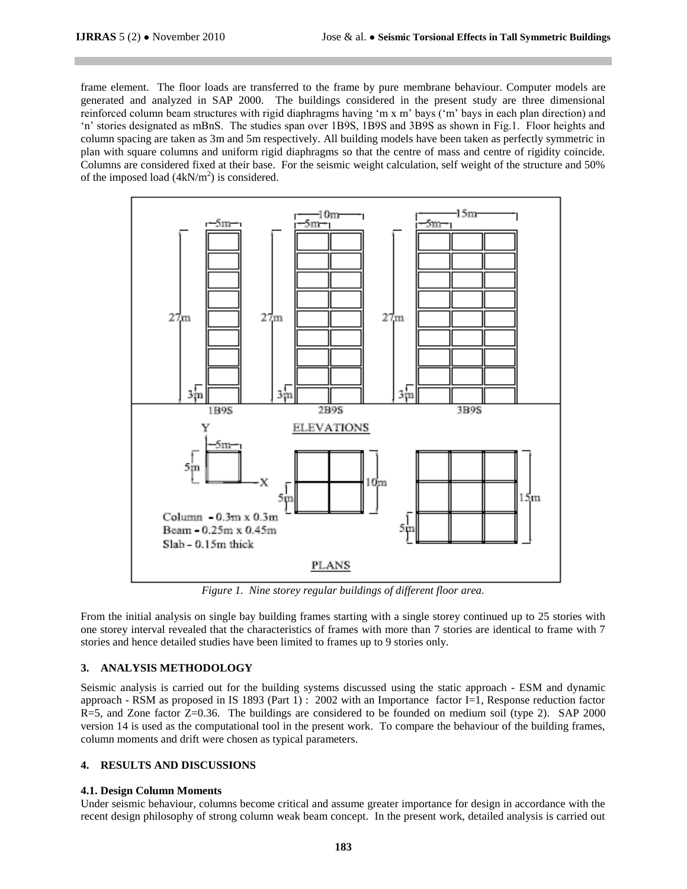frame element. The floor loads are transferred to the frame by pure membrane behaviour. Computer models are generated and analyzed in SAP 2000. The buildings considered in the present study are three dimensional reinforced column beam structures with rigid diaphragms having 'm x m' bays ('m' bays in each plan direction) and 'n' stories designated as mBnS. The studies span over 1B9S, 1B9S and 3B9S as shown in Fig.1. Floor heights and column spacing are taken as 3m and 5m respectively. All building models have been taken as perfectly symmetric in plan with square columns and uniform rigid diaphragms so that the centre of mass and centre of rigidity coincide. Columns are considered fixed at their base. For the seismic weight calculation, self weight of the structure and 50% of the imposed load ($4kN/m^2$) is considered.

*Figure 1. Nine storey regular buildings of different floor area.*

From the initial analysis on single bay building frames starting with a single storey continued up to 25 stories with one storey interval revealed that the characteristics of frames with more than 7 stories are identical to frame with 7 stories and hence detailed studies have been limited to frames up to 9 stories only.

## 3. ANALYSIS METHODOLOGY

Seismic analysis is carried out for the building systems discussed using the static approach - ESM and dynamic approach - RSM as proposed in IS 1893 (Part 1) : 2002 with an Importance factor I=1, Response reduction factor R=5, and Zone factor Z=0.36. The buildings are considered to be founded on medium soil (type 2). SAP 2000 version 14 is used as the computational tool in the present work. To compare the behaviour of the building frames, column moments and drift were chosen as typical parameters.

## 4. RESULTS AND DISCUSSIONS

### 4.1. Design Column Moments

Under seismic behaviour, columns become critical and assume greater importance for design in accordance with the recent design philosophy of strong column weak beam concept. In the present work, detailed analysis is carried out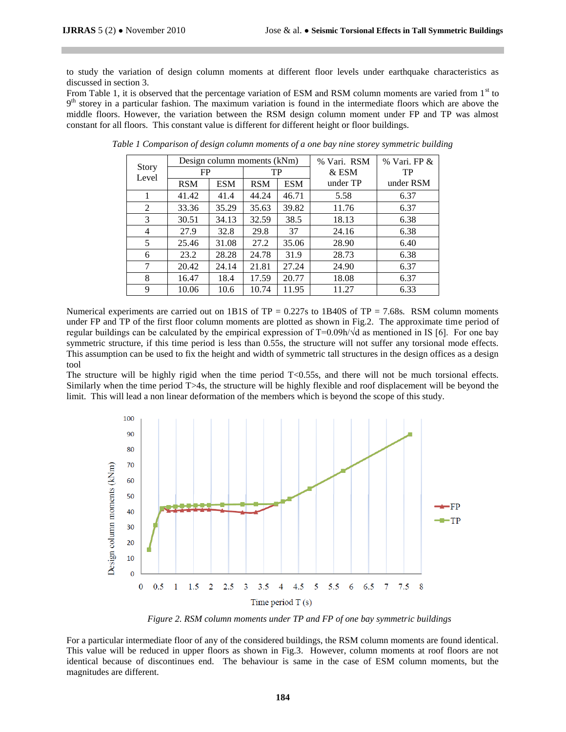to study the variation of design column moments at different floor levels under earthquake characteristics as discussed in section 3.

From Table 1, it is observed that the percentage variation of ESM and RSM column moments are varied from 1st to 9th storey in a particular fashion. The maximum variation is found in the intermediate floors which are above the middle floors. However, the variation between the RSM design column moment under FP and TP was almost constant for all floors. This constant value is different for different height or floor buildings.

*Table 1 Comparison of design column moments of a one bay nine storey symmetric building*

| Story Level | Design column moments (kNm) | | | | % Vari. RSM & ESM under TP | % Vari. FP & TP under RSM |
|---|---|---|---|---|---|---|
| | FP | | TP | | | |
| | RSM | ESM | RSM | ESM | | |
| 1 | 41.42 | 41.4 | 44.24 | 46.71 | 5.58 | 6.37 |
| 2 | 33.36 | 35.29 | 35.63 | 39.82 | 11.76 | 6.37 |
| 3 | 30.51 | 34.13 | 32.59 | 38.5 | 18.13 | 6.38 |
| 4 | 27.9 | 32.8 | 29.8 | 37 | 24.16 | 6.38 |
| 5 | 25.46 | 31.08 | 27.2 | 35.06 | 28.90 | 6.40 |
| 6 | 23.2 | 28.28 | 24.78 | 31.9 | 28.73 | 6.38 |
| 7 | 20.42 | 24.14 | 21.81 | 27.24 | 24.90 | 6.37 |
| 8 | 16.47 | 18.4 | 17.59 | 20.77 | 18.08 | 6.37 |
| 9 | 10.06 | 10.6 | 10.74 | 11.95 | 11.27 | 6.33 |

Numerical experiments are carried out on 1B1S of TP = 0.227s to 1B40S of TP = 7.68s. RSM column moments under FP and TP of the first floor column moments are plotted as shown in Fig.2. The approximate time period of regular buildings can be calculated by the empirical expression of $T=0.09h/\sqrt{d}$ as mentioned in IS [6]. For one bay symmetric structure, if this time period is less than 0.55s, the structure will not suffer any torsional mode effects. This assumption can be used to fix the height and width of symmetric tall structures in the design offices as a design tool

The structure will be highly rigid when the time period T<0.55s, and there will not be much torsional effects. Similarly when the time period T>4s, the structure will be highly flexible and roof displacement will be beyond the limit. This will lead a non linear deformation of the members which is beyond the scope of this study.

*Figure 2. RSM column moments under TP and FP of one bay symmetric buildings*

For a particular intermediate floor of any of the considered buildings, the RSM column moments are found identical. This value will be reduced in upper floors as shown in Fig.3. However, column moments at roof floors are not identical because of discontinues end. The behaviour is same in the case of ESM column moments, but the magnitudes are different.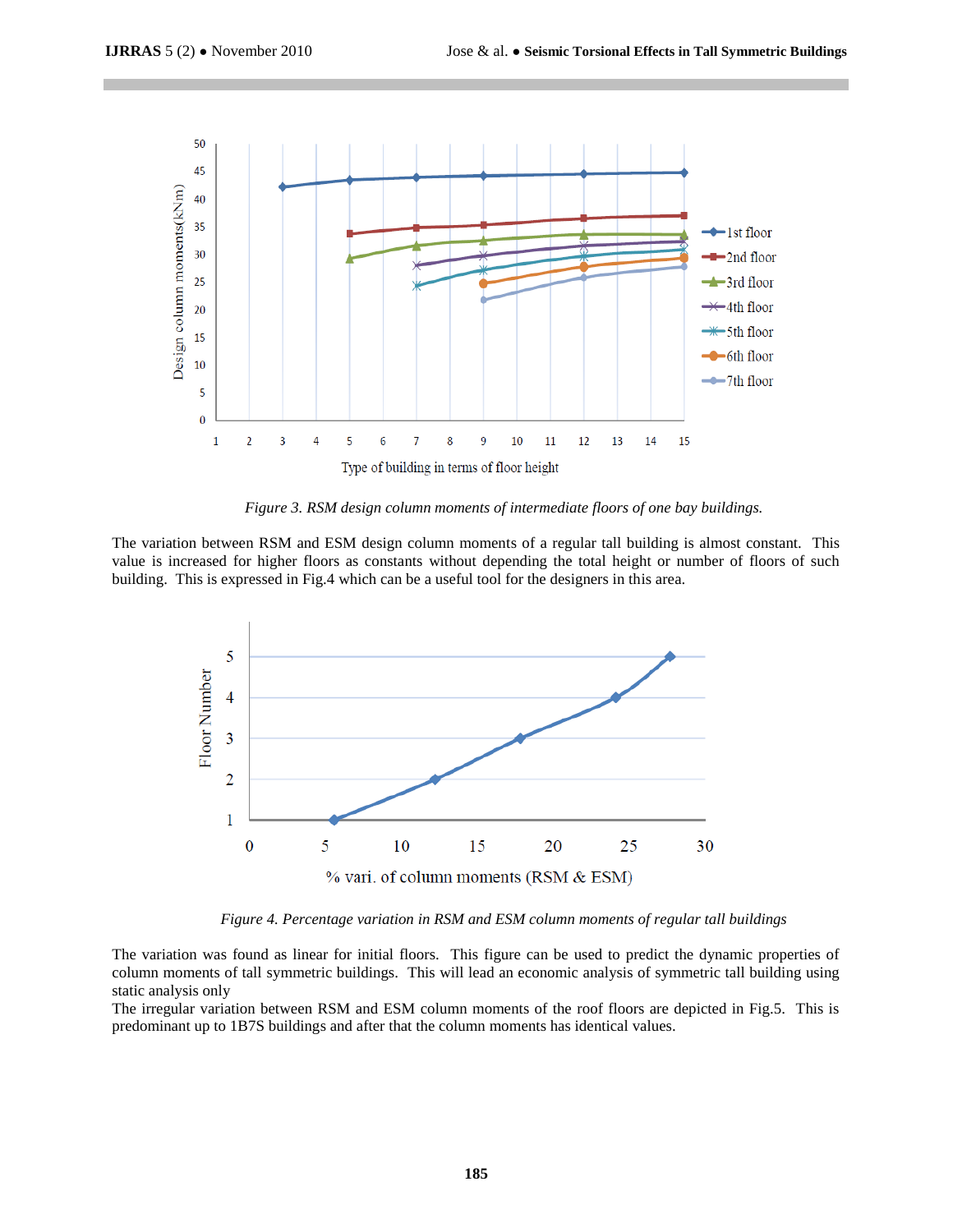*Figure 3. RSM design column moments of intermediate floors of one bay buildings.*

The variation between RSM and ESM design column moments of a regular tall building is almost constant. This value is increased for higher floors as constants without depending the total height or number of floors of such building. This is expressed in Fig.4 which can be a useful tool for the designers in this area.

*Figure 4. Percentage variation in RSM and ESM column moments of regular tall buildings*

The variation was found as linear for initial floors. This figure can be used to predict the dynamic properties of column moments of tall symmetric buildings. This will lead an economic analysis of symmetric tall building using static analysis only

The irregular variation between RSM and ESM column moments of the roof floors are depicted in Fig.5. This is predominant up to 1B7S buildings and after that the column moments has identical values.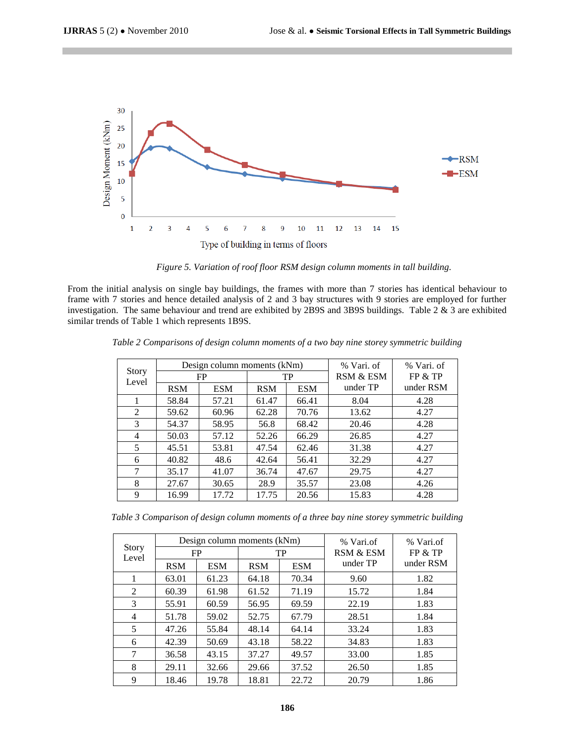*Figure 5. Variation of roof floor RSM design column moments in tall building.*

From the initial analysis on single bay buildings, the frames with more than 7 stories has identical behaviour to frame with 7 stories and hence detailed analysis of 2 and 3 bay structures with 9 stories are employed for further investigation. The same behaviour and trend are exhibited by 2B9S and 3B9S buildings. Table 2 & 3 are exhibited similar trends of Table 1 which represents 1B9S.

*Table 2 Comparisons of design column moments of a two bay nine storey symmetric building*

| Story Level | Design column moments (kNm) | | | | % Vari. of RSM & ESM under TP | % Vari. of FP & TP under RSM |
|---|---|---|---|---|---|---|
| | FP | | TP | | | |
| | RSM | ESM | RSM | ESM | | |
| 1 | 58.84 | 57.21 | 61.47 | 66.41 | 8.04 | 4.28 |
| 2 | 59.62 | 60.96 | 62.28 | 70.76 | 13.62 | 4.27 |
| 3 | 54.37 | 58.95 | 56.8 | 68.42 | 20.46 | 4.28 |
| 4 | 50.03 | 57.12 | 52.26 | 66.29 | 26.85 | 4.27 |
| 5 | 45.51 | 53.81 | 47.54 | 62.46 | 31.38 | 4.27 |
| 6 | 40.82 | 48.6 | 42.64 | 56.41 | 32.29 | 4.27 |
| 7 | 35.17 | 41.07 | 36.74 | 47.67 | 29.75 | 4.27 |
| 8 | 27.67 | 30.65 | 28.9 | 35.57 | 23.08 | 4.26 |
| 9 | 16.99 | 17.72 | 17.75 | 20.56 | 15.83 | 4.28 |

*Table 3 Comparison of design column moments of a three bay nine storey symmetric building*

| Story Level | Design column moments (kNm) | | | | % Vari.of RSM & ESM under TP | % Vari.of FP & TP under RSM |
|---|---|---|---|---|---|---|
| | FP | | TP | | | |
| | RSM | ESM | RSM | ESM | | |
| 1 | 63.01 | 61.23 | 64.18 | 70.34 | 9.60 | 1.82 |
| 2 | 60.39 | 61.98 | 61.52 | 71.19 | 15.72 | 1.84 |
| 3 | 55.91 | 60.59 | 56.95 | 69.59 | 22.19 | 1.83 |
| 4 | 51.78 | 59.02 | 52.75 | 67.79 | 28.51 | 1.84 |
| 5 | 47.26 | 55.84 | 48.14 | 64.14 | 33.24 | 1.83 |
| 6 | 42.39 | 50.69 | 43.18 | 58.22 | 34.83 | 1.83 |
| 7 | 36.58 | 43.15 | 37.27 | 49.57 | 33.00 | 1.85 |
| 8 | 29.11 | 32.66 | 29.66 | 37.52 | 26.50 | 1.85 |
| 9 | 18.46 | 19.78 | 18.81 | 22.72 | 20.79 | 1.86 |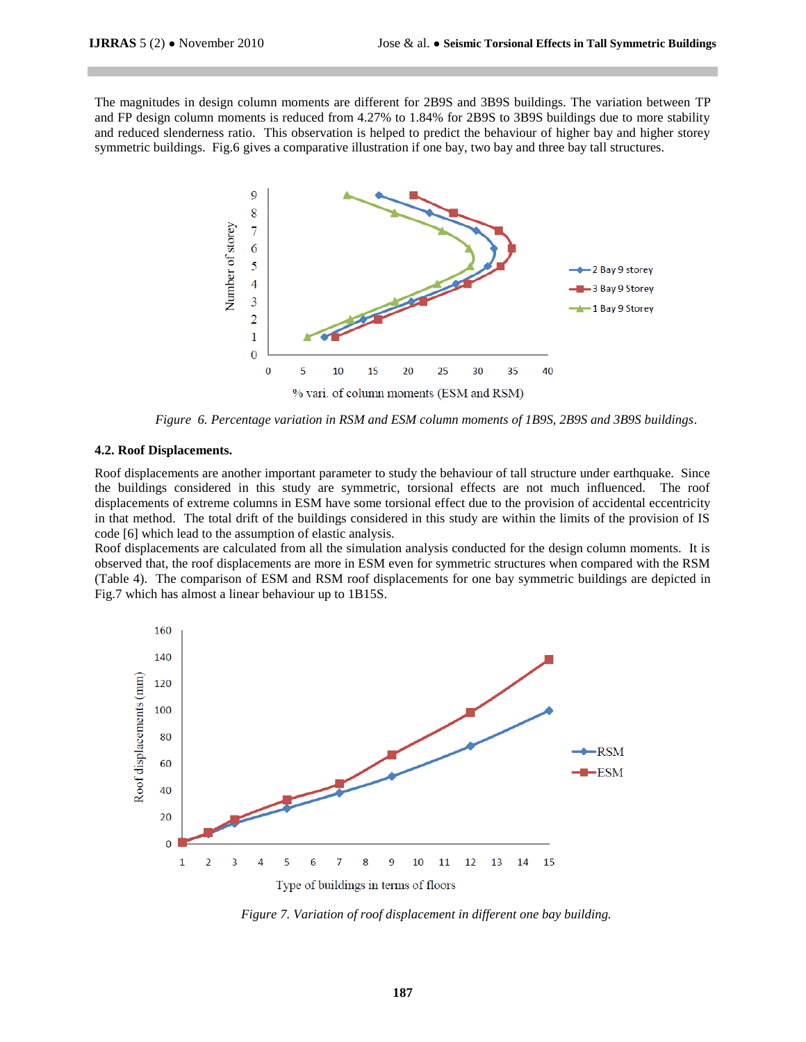The magnitudes in design column moments are different for 2B9S and 3B9S buildings. The variation between TP and FP design column moments is reduced from 4.27% to 1.84% for 2B9S to 3B9S buildings due to more stability and reduced slenderness ratio. This observation is helped to predict the behaviour of higher bay and higher storey symmetric buildings. Fig.6 gives a comparative illustration if one bay, two bay and three bay tall structures.

*Figure 6. Percentage variation in RSM and ESM column moments of 1B9S, 2B9S and 3B9S buildings*.

### 4.2. Roof Displacements.

Roof displacements are another important parameter to study the behaviour of tall structure under earthquake. Since the buildings considered in this study are symmetric, torsional effects are not much influenced. The roof displacements of extreme columns in ESM have some torsional effect due to the provision of accidental eccentricity in that method. The total drift of the buildings considered in this study are within the limits of the provision of IS code [6] which lead to the assumption of elastic analysis.

Roof displacements are calculated from all the simulation analysis conducted for the design column moments. It is observed that, the roof displacements are more in ESM even for symmetric structures when compared with the RSM (Table 4). The comparison of ESM and RSM roof displacements for one bay symmetric buildings are depicted in Fig.7 which has almost a linear behaviour up to 1B15S.

*Figure 7. Variation of roof displacement in different one bay building.*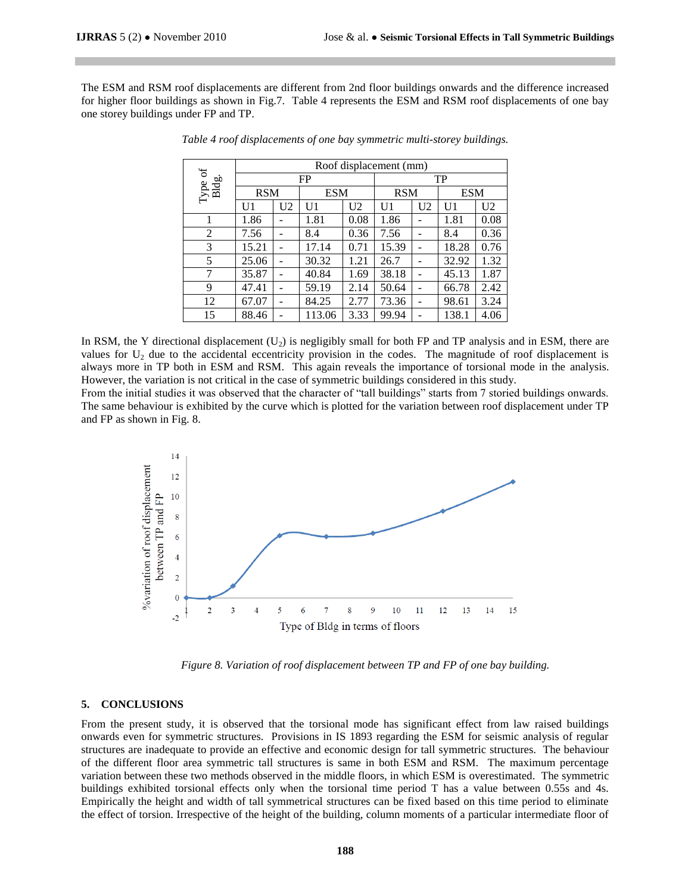The ESM and RSM roof displacements are different from 2nd floor buildings onwards and the difference increased for higher floor buildings as shown in Fig.7. Table 4 represents the ESM and RSM roof displacements of one bay one storey buildings under FP and TP.

*Table 4 roof displacements of one bay symmetric multi-storey buildings.*

| Type of Bldg. | Roof displacement (mm) | | | | | | | |
|---|---|---|---|---|---|---|---|---|
| | FP | | | | TP | | | |
| | RSM | | ESM | | RSM | | ESM | |
| | U1 | U2 | U1 | U2 | U1 | U2 | U1 | U2 |
| 1 | 1.86 | - | 1.81 | 0.08 | 1.86 | - | 1.81 | 0.08 |
| 2 | 7.56 | - | 8.4 | 0.36 | 7.56 | - | 8.4 | 0.36 |
| 3 | 15.21 | - | 17.14 | 0.71 | 15.39 | - | 18.28 | 0.76 |
| 5 | 25.06 | - | 30.32 | 1.21 | 26.7 | - | 32.92 | 1.32 |
| 7 | 35.87 | - | 40.84 | 1.69 | 38.18 | - | 45.13 | 1.87 |
| 9 | 47.41 | - | 59.19 | 2.14 | 50.64 | - | 66.78 | 2.42 |
| 12 | 67.07 | - | 84.25 | 2.77 | 73.36 | - | 98.61 | 3.24 |
| 15 | 88.46 | - | 113.06 | 3.33 | 99.94 | - | 138.1 | 4.06 |

In RSM, the Y directional displacement ($U_2$) is negligibly small for both FP and TP analysis and in ESM, there are values for $U_2$ due to the accidental eccentricity provision in the codes. The magnitude of roof displacement is always more in TP both in ESM and RSM. This again reveals the importance of torsional mode in the analysis. However, the variation is not critical in the case of symmetric buildings considered in this study.

From the initial studies it was observed that the character of "tall buildings" starts from 7 storied buildings onwards. The same behaviour is exhibited by the curve which is plotted for the variation between roof displacement under TP and FP as shown in Fig. 8.

*Figure 8. Variation of roof displacement between TP and FP of one bay building.*

## 5. CONCLUSIONS

From the present study, it is observed that the torsional mode has significant effect from law raised buildings onwards even for symmetric structures. Provisions in IS 1893 regarding the ESM for seismic analysis of regular structures are inadequate to provide an effective and economic design for tall symmetric structures. The behaviour of the different floor area symmetric tall structures is same in both ESM and RSM. The maximum percentage variation between these two methods observed in the middle floors, in which ESM is overestimated. The symmetric buildings exhibited torsional effects only when the torsional time period T has a value between 0.55s and 4s. Empirically the height and width of tall symmetrical structures can be fixed based on this time period to eliminate the effect of torsion. Irrespective of the height of the building, column moments of a particular intermediate floor of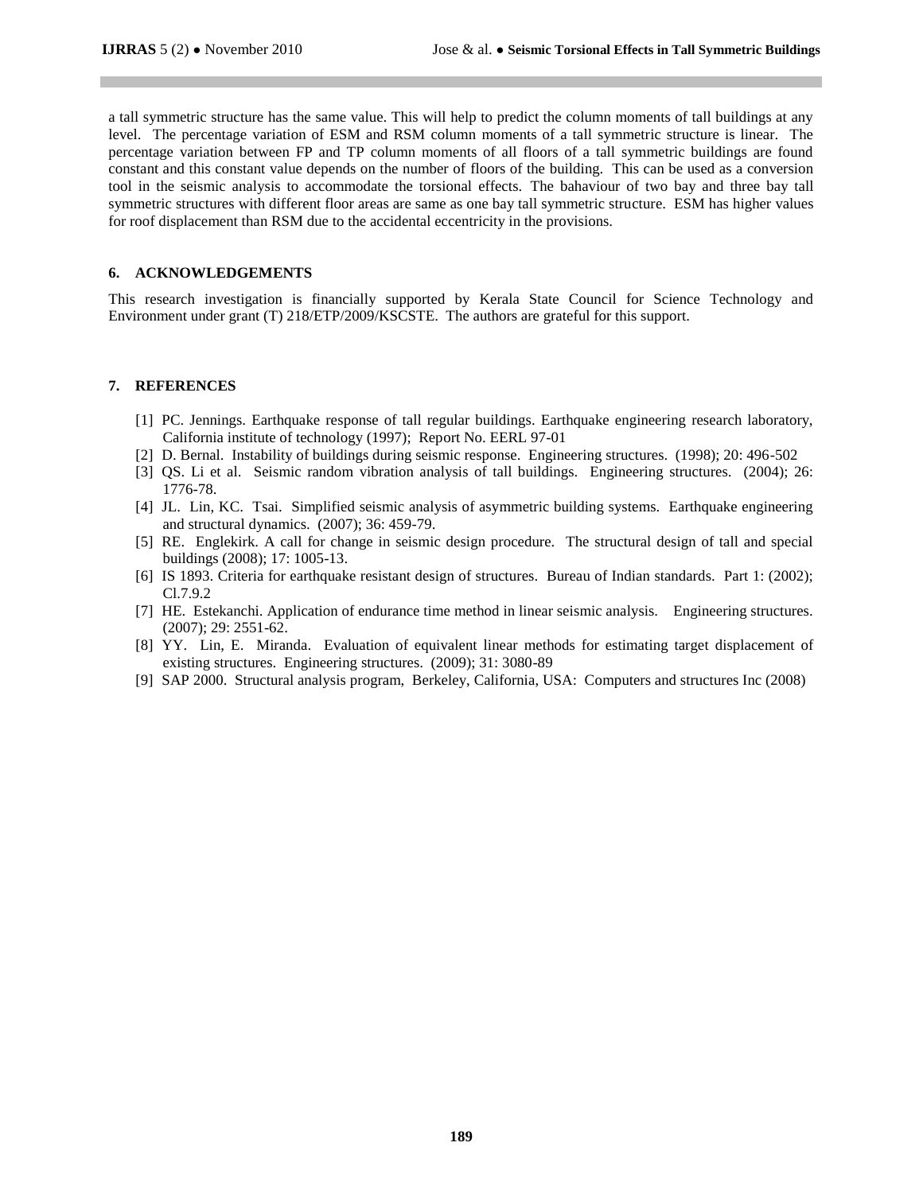a tall symmetric structure has the same value. This will help to predict the column moments of tall buildings at any level. The percentage variation of ESM and RSM column moments of a tall symmetric structure is linear. The percentage variation between FP and TP column moments of all floors of a tall symmetric buildings are found constant and this constant value depends on the number of floors of the building. This can be used as a conversion tool in the seismic analysis to accommodate the torsional effects. The bahaviour of two bay and three bay tall symmetric structures with different floor areas are same as one bay tall symmetric structure. ESM has higher values for roof displacement than RSM due to the accidental eccentricity in the provisions.

## 6. ACKNOWLEDGEMENTS

This research investigation is financially supported by Kerala State Council for Science Technology and Environment under grant (T) 218/ETP/2009/KSCSTE. The authors are grateful for this support.

## 7. REFERENCES

[1] PC. Jennings. Earthquake response of tall regular buildings. Earthquake engineering research laboratory, California institute of technology (1997); Report No. EERL 97-01

[2] D. Bernal. Instability of buildings during seismic response. Engineering structures. (1998); 20: 496-502

[3] QS. Li et al. Seismic random vibration analysis of tall buildings. Engineering structures. (2004); 26: 1776-78.

[4] JL. Lin, KC. Tsai. Simplified seismic analysis of asymmetric building systems. Earthquake engineering and structural dynamics. (2007); 36: 459-79.

[5] RE. Englekirk. A call for change in seismic design procedure. The structural design of tall and special buildings (2008); 17: 1005-13.

[6] IS 1893. Criteria for earthquake resistant design of structures. Bureau of Indian standards. Part 1: (2002); Cl.7.9.2

[7] HE. Estekanchi. Application of endurance time method in linear seismic analysis. Engineering structures. (2007); 29: 2551-62.

[8] YY. Lin, E. Miranda. Evaluation of equivalent linear methods for estimating target displacement of existing structures. Engineering structures. (2009); 31: 3080-89

[9] SAP 2000. Structural analysis program, Berkeley, California, USA: Computers and structures Inc (2008)